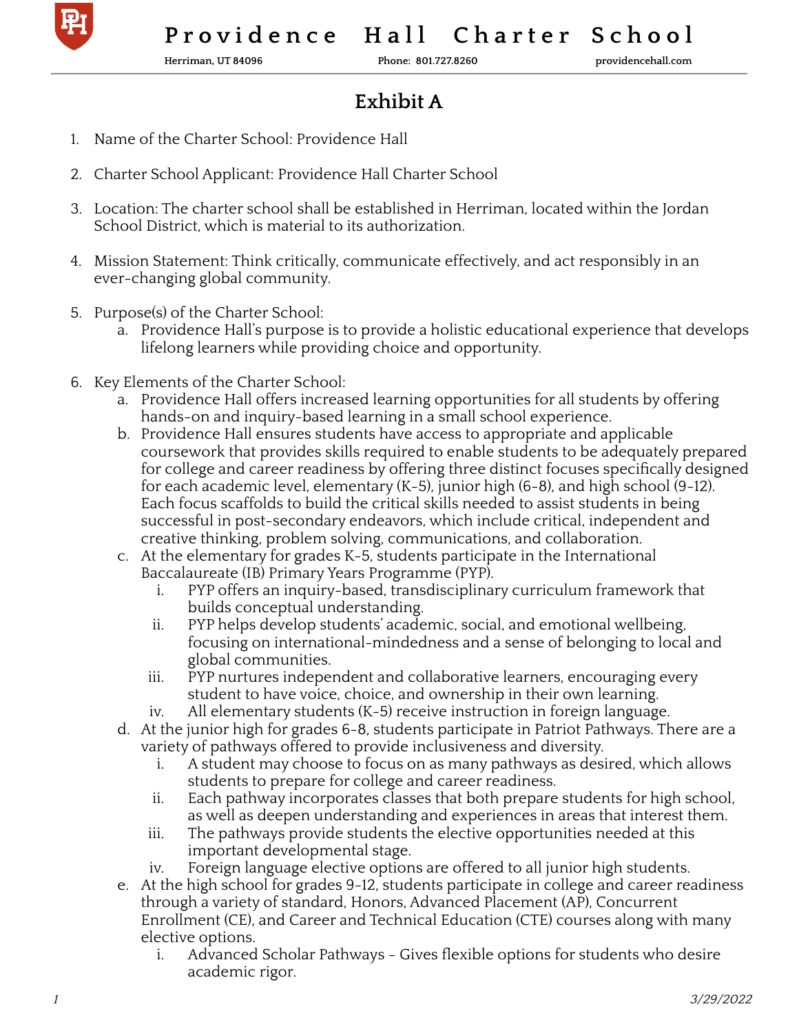# Exhibit A

1. Name of the Charter School: Providence Hall

2. Charter School Applicant: Providence Hall Charter School

3. Location: The charter school shall be established in Herriman, located within the Jordan School District, which is material to its authorization.

4. Mission Statement: Think critically, communicate effectively, and act responsibly in an ever-changing global community.

5. Purpose(s) of the Charter School:
   a. Providence Hall's purpose is to provide a holistic educational experience that develops lifelong learners while providing choice and opportunity.

6. Key Elements of the Charter School:
   a. Providence Hall offers increased learning opportunities for all students by offering hands-on and inquiry-based learning in a small school experience.
   b. Providence Hall ensures students have access to appropriate and applicable coursework that provides skills required to enable students to be adequately prepared for college and career readiness by offering three distinct focuses specifically designed for each academic level, elementary (K-5), junior high (6-8), and high school (9-12). Each focus scaffolds to build the critical skills needed to assist students in being successful in post-secondary endeavors, which include critical, independent and creative thinking, problem solving, communications, and collaboration.
   c. At the elementary for grades K-5, students participate in the International Baccalaureate (IB) Primary Years Programme (PYP).
      i. PYP offers an inquiry-based, transdisciplinary curriculum framework that builds conceptual understanding.
      ii. PYP helps develop students' academic, social, and emotional wellbeing, focusing on international-mindedness and a sense of belonging to local and global communities.
      iii. PYP nurtures independent and collaborative learners, encouraging every student to have voice, choice, and ownership in their own learning.
      iv. All elementary students (K-5) receive instruction in foreign language.
   d. At the junior high for grades 6-8, students participate in Patriot Pathways. There are a variety of pathways offered to provide inclusiveness and diversity.
      i. A student may choose to focus on as many pathways as desired, which allows students to prepare for college and career readiness.
      ii. Each pathway incorporates classes that both prepare students for high school, as well as deepen understanding and experiences in areas that interest them.
      iii. The pathways provide students the elective opportunities needed at this important developmental stage.
      iv. Foreign language elective options are offered to all junior high students.
   e. At the high school for grades 9-12, students participate in college and career readiness through a variety of standard, Honors, Advanced Placement (AP), Concurrent Enrollment (CE), and Career and Technical Education (CTE) courses along with many elective options.
      i. Advanced Scholar Pathways - Gives flexible options for students who desire academic rigor.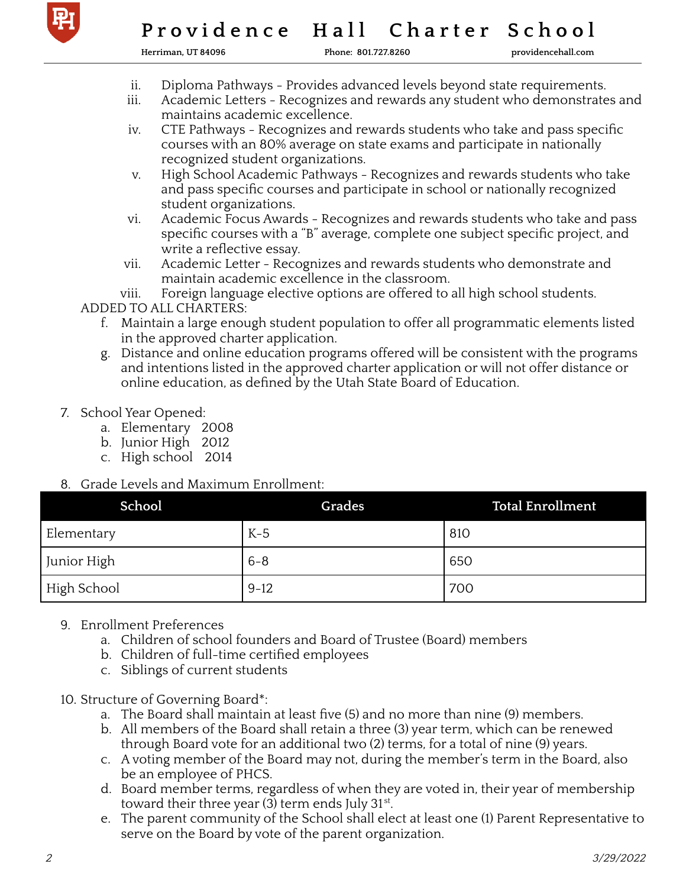ii. Diploma Pathways - Provides advanced levels beyond state requirements.

iii. Academic Letters - Recognizes and rewards any student who demonstrates and maintains academic excellence.

iv. CTE Pathways - Recognizes and rewards students who take and pass specific courses with an 80% average on state exams and participate in nationally recognized student organizations.

v. High School Academic Pathways - Recognizes and rewards students who take and pass specific courses and participate in school or nationally recognized student organizations.

vi. Academic Focus Awards - Recognizes and rewards students who take and pass specific courses with a "B" average, complete one subject specific project, and write a reflective essay.

vii. Academic Letter - Recognizes and rewards students who demonstrate and maintain academic excellence in the classroom.

viii. Foreign language elective options are offered to all high school students.

ADDED TO ALL CHARTERS:

f. Maintain a large enough student population to offer all programmatic elements listed in the approved charter application.

g. Distance and online education programs offered will be consistent with the programs and intentions listed in the approved charter application or will not offer distance or online education, as defined by the Utah State Board of Education.

7. School Year Opened:
   a. Elementary 2008
   b. Junior High 2012
   c. High school 2014

8. Grade Levels and Maximum Enrollment:

| School | Grades | Total Enrollment |
|---|---|---|
| Elementary | K-5 | 810 |
| Junior High | 6-8 | 650 |
| High School | 9-12 | 700 |

9. Enrollment Preferences
   a. Children of school founders and Board of Trustee (Board) members
   b. Children of full-time certified employees
   c. Siblings of current students

10. Structure of Governing Board*:
    a. The Board shall maintain at least five (5) and no more than nine (9) members.
    b. All members of the Board shall retain a three (3) year term, which can be renewed through Board vote for an additional two (2) terms, for a total of nine (9) years.
    c. A voting member of the Board may not, during the member's term in the Board, also be an employee of PHCS.
    d. Board member terms, regardless of when they are voted in, their year of membership toward their three year (3) term ends July 31st.
    e. The parent community of the School shall elect at least one (1) Parent Representative to serve on the Board by vote of the parent organization.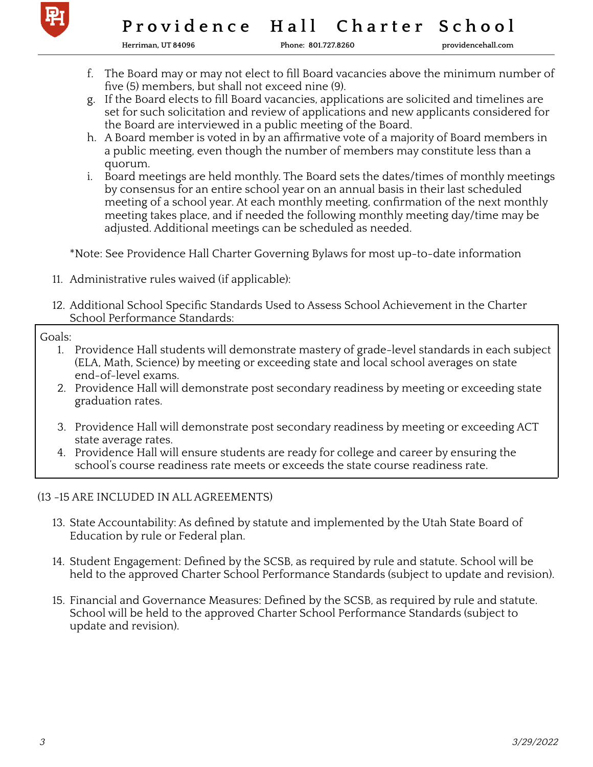f. The Board may or may not elect to fill Board vacancies above the minimum number of five (5) members, but shall not exceed nine (9).

g. If the Board elects to fill Board vacancies, applications are solicited and timelines are set for such solicitation and review of applications and new applicants considered for the Board are interviewed in a public meeting of the Board.

h. A Board member is voted in by an affirmative vote of a majority of Board members in a public meeting, even though the number of members may constitute less than a quorum.

i. Board meetings are held monthly. The Board sets the dates/times of monthly meetings by consensus for an entire school year on an annual basis in their last scheduled meeting of a school year. At each monthly meeting, confirmation of the next monthly meeting takes place, and if needed the following monthly meeting day/time may be adjusted. Additional meetings can be scheduled as needed.

*Note: See Providence Hall Charter Governing Bylaws for most up-to-date information

11. Administrative rules waived (if applicable):

12. Additional School Specific Standards Used to Assess School Achievement in the Charter School Performance Standards:

Goals:

1. Providence Hall students will demonstrate mastery of grade-level standards in each subject (ELA, Math, Science) by meeting or exceeding state and local school averages on state end-of-level exams.
2. Providence Hall will demonstrate post secondary readiness by meeting or exceeding state graduation rates.
3. Providence Hall will demonstrate post secondary readiness by meeting or exceeding ACT state average rates.
4. Providence Hall will ensure students are ready for college and career by ensuring the school's course readiness rate meets or exceeds the state course readiness rate.

(13 -15 ARE INCLUDED IN ALL AGREEMENTS)

13. State Accountability: As defined by statute and implemented by the Utah State Board of Education by rule or Federal plan.

14. Student Engagement: Defined by the SCSB, as required by rule and statute. School will be held to the approved Charter School Performance Standards (subject to update and revision).

15. Financial and Governance Measures: Defined by the SCSB, as required by rule and statute. School will be held to the approved Charter School Performance Standards (subject to update and revision).